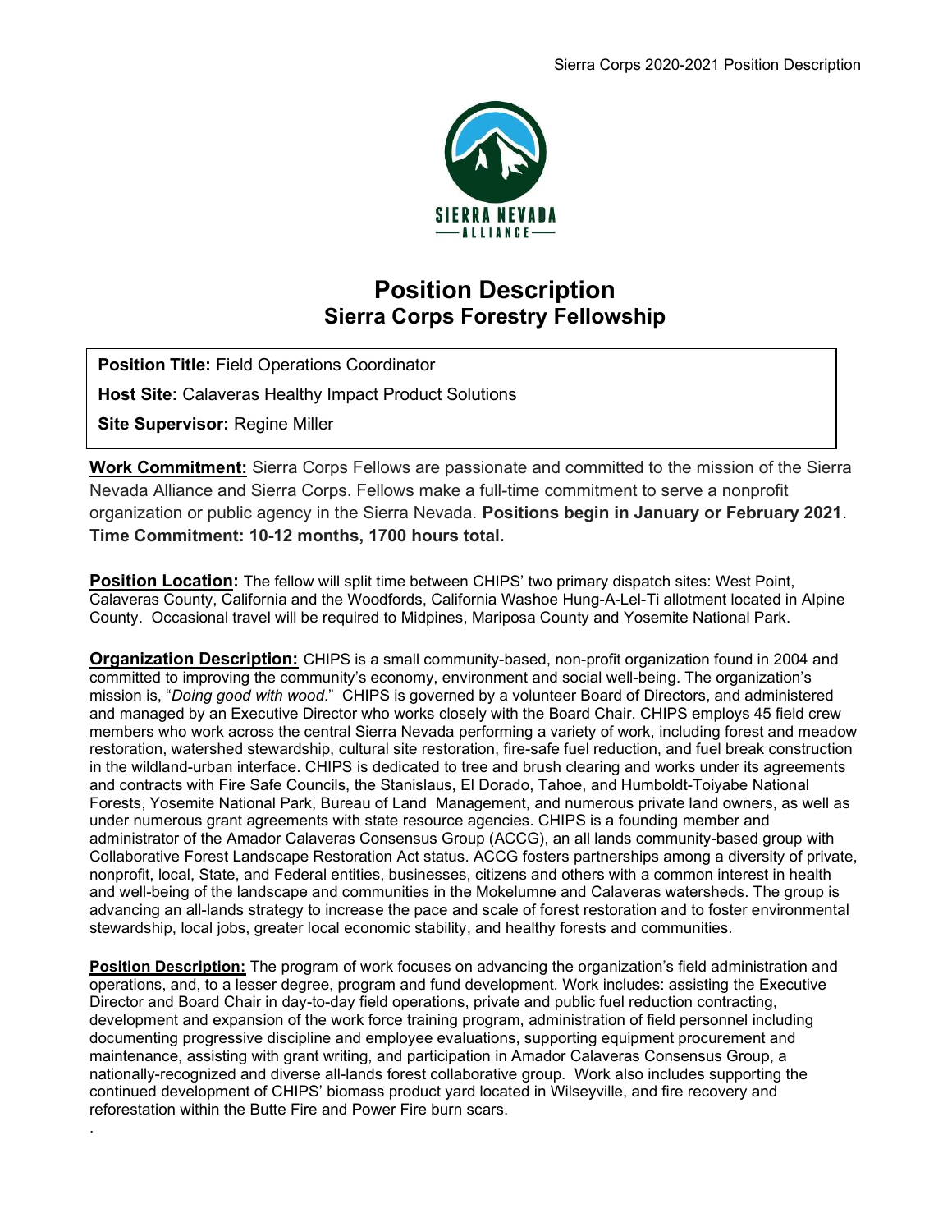# Position Description

## Sierra Corps Forestry Fellowship

**Position Title:** Field Operations Coordinator

**Host Site:** Calaveras Healthy Impact Product Solutions

**Site Supervisor:** Regine Miller

**Work Commitment:** Sierra Corps Fellows are passionate and committed to the mission of the Sierra Nevada Alliance and Sierra Corps. Fellows make a full-time commitment to serve a nonprofit organization or public agency in the Sierra Nevada. **Positions begin in January or February 2021**. **Time Commitment: 10-12 months, 1700 hours total.**

**Position Location:** The fellow will split time between CHIPS' two primary dispatch sites: West Point, Calaveras County, California and the Woodfords, California Washoe Hung-A-Lel-Ti allotment located in Alpine County. Occasional travel will be required to Midpines, Mariposa County and Yosemite National Park.

**Organization Description:** CHIPS is a small community-based, non-profit organization found in 2004 and committed to improving the community's economy, environment and social well-being. The organization's mission is, "*Doing good with wood*." CHIPS is governed by a volunteer Board of Directors, and administered and managed by an Executive Director who works closely with the Board Chair. CHIPS employs 45 field crew members who work across the central Sierra Nevada performing a variety of work, including forest and meadow restoration, watershed stewardship, cultural site restoration, fire-safe fuel reduction, and fuel break construction in the wildland-urban interface. CHIPS is dedicated to tree and brush clearing and works under its agreements and contracts with Fire Safe Councils, the Stanislaus, El Dorado, Tahoe, and Humboldt-Toiyabe National Forests, Yosemite National Park, Bureau of Land Management, and numerous private land owners, as well as under numerous grant agreements with state resource agencies. CHIPS is a founding member and administrator of the Amador Calaveras Consensus Group (ACCG), an all lands community-based group with Collaborative Forest Landscape Restoration Act status. ACCG fosters partnerships among a diversity of private, nonprofit, local, State, and Federal entities, businesses, citizens and others with a common interest in health and well-being of the landscape and communities in the Mokelumne and Calaveras watersheds. The group is advancing an all-lands strategy to increase the pace and scale of forest restoration and to foster environmental stewardship, local jobs, greater local economic stability, and healthy forests and communities.

**Position Description:** The program of work focuses on advancing the organization's field administration and operations, and, to a lesser degree, program and fund development. Work includes: assisting the Executive Director and Board Chair in day-to-day field operations, private and public fuel reduction contracting, development and expansion of the work force training program, administration of field personnel including documenting progressive discipline and employee evaluations, supporting equipment procurement and maintenance, assisting with grant writing, and participation in Amador Calaveras Consensus Group, a nationally-recognized and diverse all-lands forest collaborative group. Work also includes supporting the continued development of CHIPS' biomass product yard located in Wilseyville, and fire recovery and reforestation within the Butte Fire and Power Fire burn scars.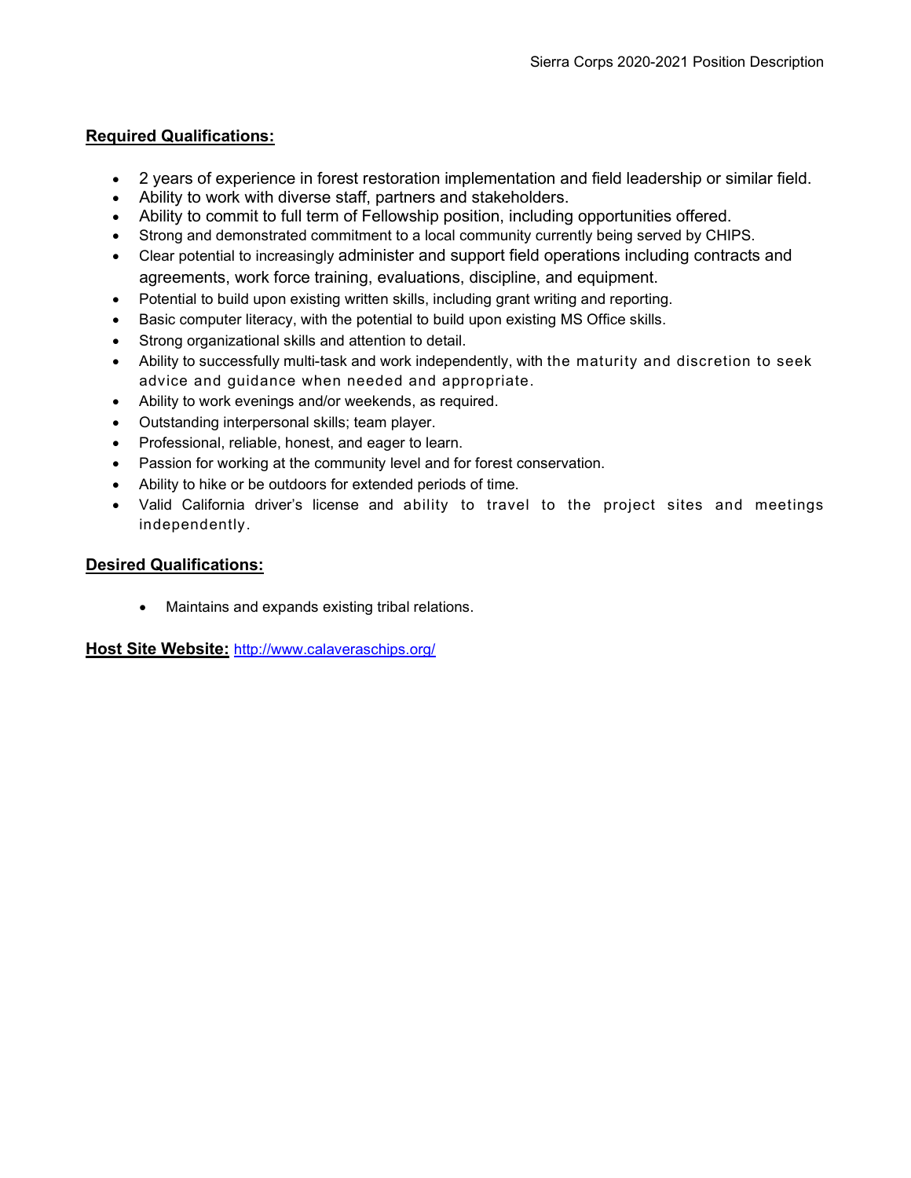**Required Qualifications:**

- 2 years of experience in forest restoration implementation and field leadership or similar field.
- Ability to work with diverse staff, partners and stakeholders.
- Ability to commit to full term of Fellowship position, including opportunities offered.
- Strong and demonstrated commitment to a local community currently being served by CHIPS.
- Clear potential to increasingly administer and support field operations including contracts and agreements, work force training, evaluations, discipline, and equipment.
- Potential to build upon existing written skills, including grant writing and reporting.
- Basic computer literacy, with the potential to build upon existing MS Office skills.
- Strong organizational skills and attention to detail.
- Ability to successfully multi-task and work independently, with the maturity and discretion to seek advice and guidance when needed and appropriate.
- Ability to work evenings and/or weekends, as required.
- Outstanding interpersonal skills; team player.
- Professional, reliable, honest, and eager to learn.
- Passion for working at the community level and for forest conservation.
- Ability to hike or be outdoors for extended periods of time.
- Valid California driver's license and ability to travel to the project sites and meetings independently.

**Desired Qualifications:**

- Maintains and expands existing tribal relations.

**Host Site Website:** [http://www.calaveraschips.org/](http://www.calaveraschips.org/)